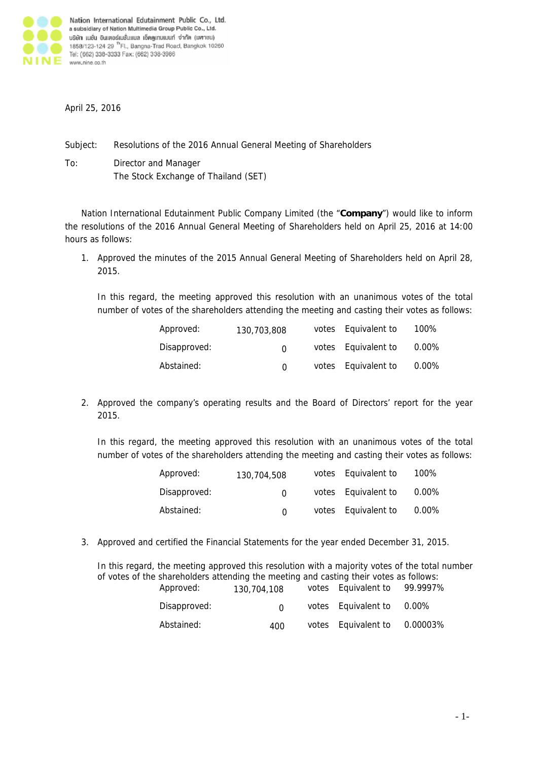Nation International Edutainment Public Co., Ltd.
a subsidiary of Nation Multimedia Group Public Co., Ltd.
บริษัท เนชั่น อินเตอร์เนชั่นแนล เอ็ดดูเทนเมนท์ จำกัด (มหาชน)
1858/123-124 29 [th]Fl., Bangna-Trad Road, Bangkok 10260
Tel: (662) 338-3333 Fax: (662) 338-3986
www.nine.co.th

April 25, 2016

Subject: Resolutions of the 2016 Annual General Meeting of Shareholders

To: Director and Manager
The Stock Exchange of Thailand (SET)

Nation International Edutainment Public Company Limited (the "**Company**") would like to inform the resolutions of the 2016 Annual General Meeting of Shareholders held on April 25, 2016 at 14:00 hours as follows:

1. Approved the minutes of the 2015 Annual General Meeting of Shareholders held on April 28, 2015.

   In this regard, the meeting approved this resolution with an unanimous votes of the total number of votes of the shareholders attending the meeting and casting their votes as follows:

| | | | | |
|---|---|---|---|---|
| Approved: | 130,703,808 | votes | Equivalent to | 100% |
| Disapproved: | 0 | votes | Equivalent to | 0.00% |
| Abstained: | 0 | votes | Equivalent to | 0.00% |

2. Approved the company's operating results and the Board of Directors' report for the year 2015.

   In this regard, the meeting approved this resolution with an unanimous votes of the total number of votes of the shareholders attending the meeting and casting their votes as follows:

| | | | | |
|---|---|---|---|---|
| Approved: | 130,704,508 | votes | Equivalent to | 100% |
| Disapproved: | 0 | votes | Equivalent to | 0.00% |
| Abstained: | 0 | votes | Equivalent to | 0.00% |

3. Approved and certified the Financial Statements for the year ended December 31, 2015.

   In this regard, the meeting approved this resolution with a majority votes of the total number of votes of the shareholders attending the meeting and casting their votes as follows:

| | | | | |
|---|---|---|---|---|
| Approved: | 130,704,108 | votes | Equivalent to | 99.9997% |
| Disapproved: | 0 | votes | Equivalent to | 0.00% |
| Abstained: | 400 | votes | Equivalent to | 0.00003% |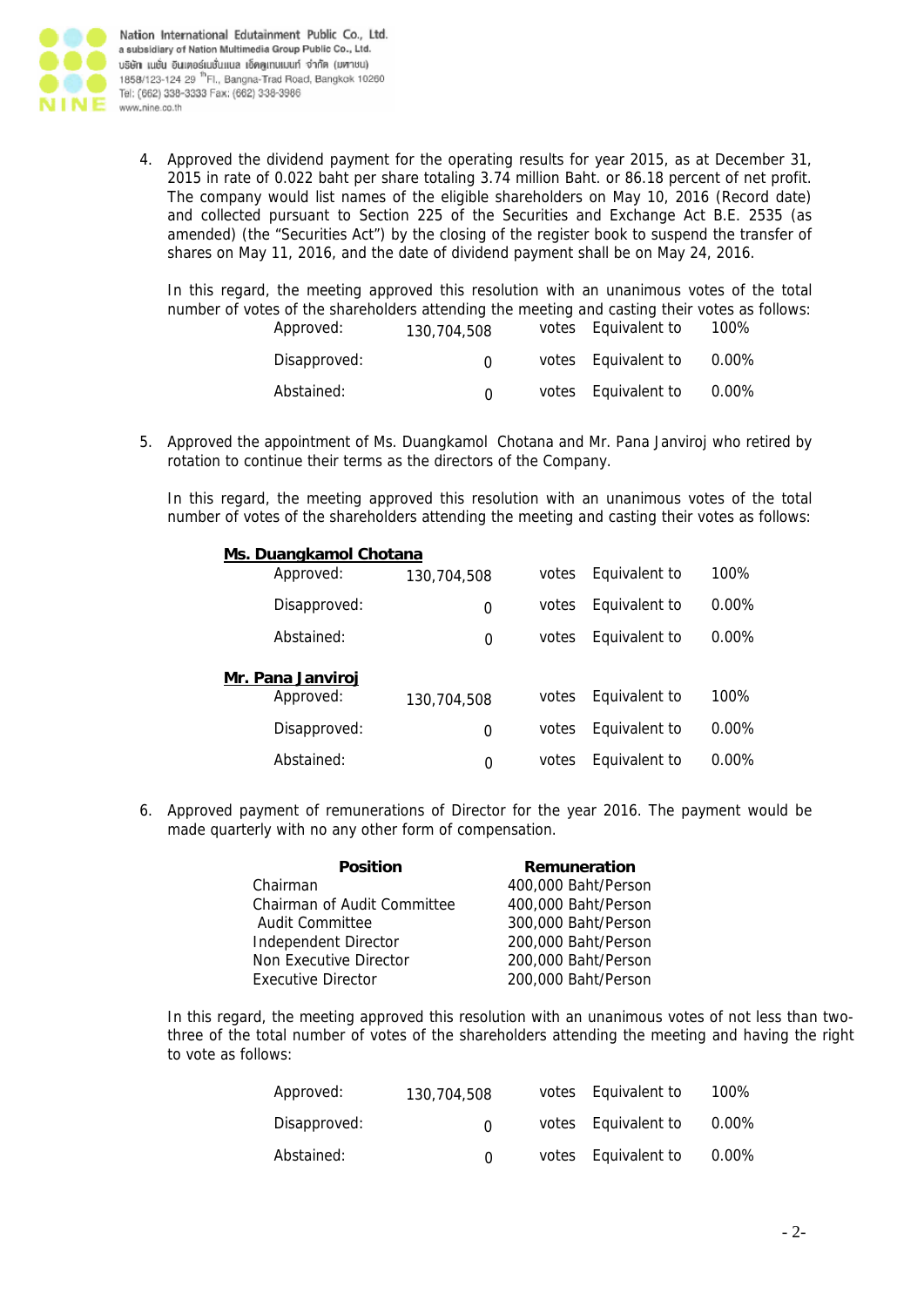4. Approved the dividend payment for the operating results for year 2015, as at December 31, 2015 in rate of 0.022 baht per share totaling 3.74 million Baht. or 86.18 percent of net profit. The company would list names of the eligible shareholders on May 10, 2016 (Record date) and collected pursuant to Section 225 of the Securities and Exchange Act B.E. 2535 (as amended) (the "Securities Act") by the closing of the register book to suspend the transfer of shares on May 11, 2016, and the date of dividend payment shall be on May 24, 2016.

   In this regard, the meeting approved this resolution with an unanimous votes of the total number of votes of the shareholders attending the meeting and casting their votes as follows:

| | | | | |
|---|---|---|---|---|
| Approved: | 130,704,508 | votes | Equivalent to | 100% |
| Disapproved: | 0 | votes | Equivalent to | 0.00% |
| Abstained: | 0 | votes | Equivalent to | 0.00% |

5. Approved the appointment of Ms. Duangkamol Chotana and Mr. Pana Janviroj who retired by rotation to continue their terms as the directors of the Company.

   In this regard, the meeting approved this resolution with an unanimous votes of the total number of votes of the shareholders attending the meeting and casting their votes as follows:

**Ms. Duangkamol Chotana**

| | | | | |
|---|---|---|---|---|
| Approved: | 130,704,508 | votes | Equivalent to | 100% |
| Disapproved: | 0 | votes | Equivalent to | 0.00% |
| Abstained: | 0 | votes | Equivalent to | 0.00% |

**Mr. Pana Janviroj**

| | | | | |
|---|---|---|---|---|
| Approved: | 130,704,508 | votes | Equivalent to | 100% |
| Disapproved: | 0 | votes | Equivalent to | 0.00% |
| Abstained: | 0 | votes | Equivalent to | 0.00% |

6. Approved payment of remunerations of Director for the year 2016. The payment would be made quarterly with no any other form of compensation.

| **Position** | **Remuneration** |
|---|---|
| Chairman | 400,000 Baht/Person |
| Chairman of Audit Committee | 400,000 Baht/Person |
| Audit Committee | 300,000 Baht/Person |
| Independent Director | 200,000 Baht/Person |
| Non Executive Director | 200,000 Baht/Person |
| Executive Director | 200,000 Baht/Person |

   In this regard, the meeting approved this resolution with an unanimous votes of not less than two-three of the total number of votes of the shareholders attending the meeting and having the right to vote as follows:

| | | | | |
|---|---|---|---|---|
| Approved: | 130,704,508 | votes | Equivalent to | 100% |
| Disapproved: | 0 | votes | Equivalent to | 0.00% |
| Abstained: | 0 | votes | Equivalent to | 0.00% |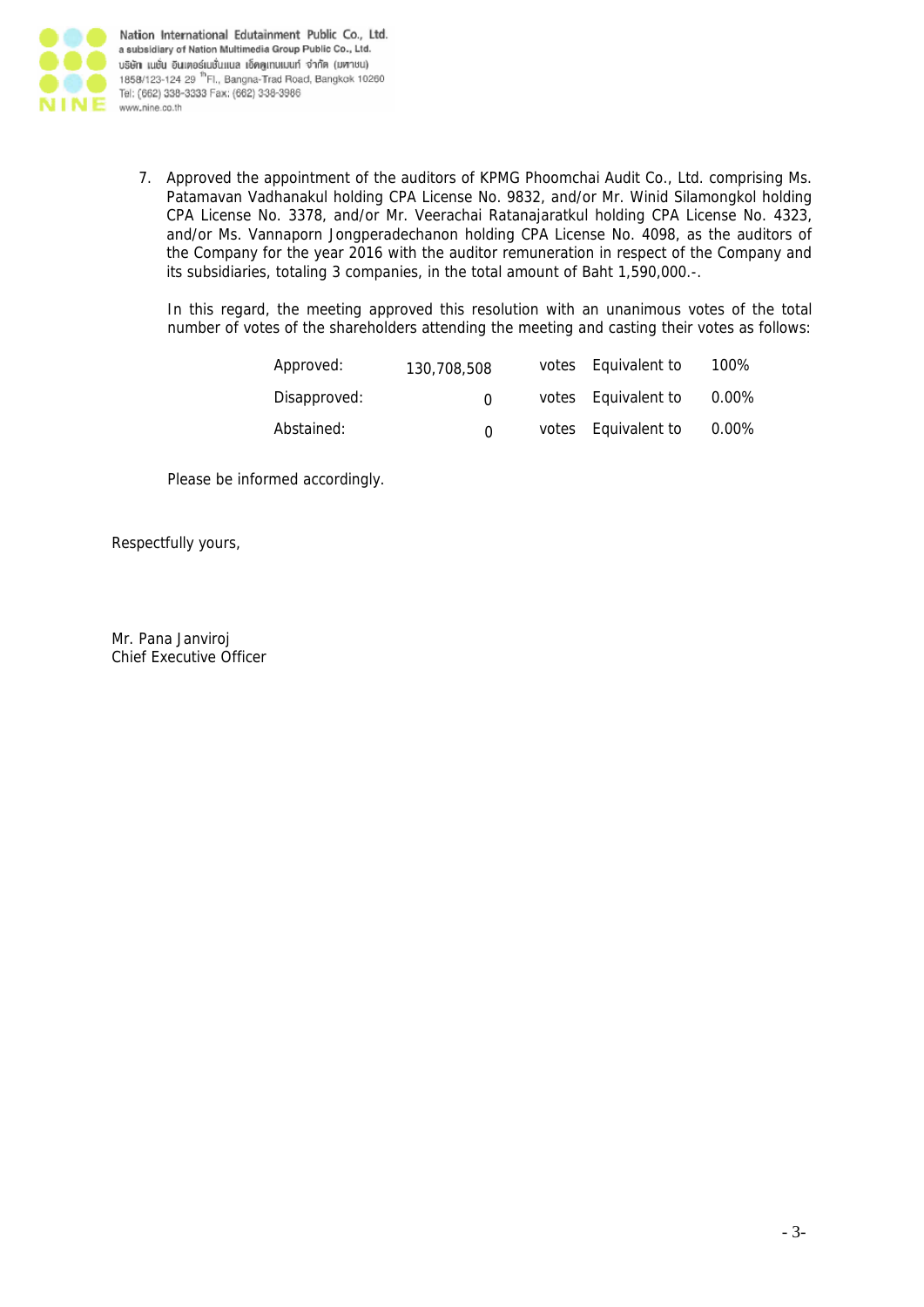Nation International Edutainment Public Co., Ltd.
a subsidiary of Nation Multimedia Group Public Co., Ltd.
บริษัท เนชั่น อินเตอร์เนชั่นแนล เอ็ดดูเทนเมนท์ จำกัด (มหาชน)
1858/123-124 29 th Fl., Bangna-Trad Road, Bangkok 10260
Tel: (662) 338-3333 Fax: (662) 338-3986
www.nine.co.th

7. Approved the appointment of the auditors of KPMG Phoomchai Audit Co., Ltd. comprising Ms. Patamavan Vadhanakul holding CPA License No. 9832, and/or Mr. Winid Silamongkol holding CPA License No. 3378, and/or Mr. Veerachai Ratanajaratkul holding CPA License No. 4323, and/or Ms. Vannaporn Jongperadechanon holding CPA License No. 4098, as the auditors of the Company for the year 2016 with the auditor remuneration in respect of the Company and its subsidiaries, totaling 3 companies, in the total amount of Baht 1,590,000.-.

   In this regard, the meeting approved this resolution with an unanimous votes of the total number of votes of the shareholders attending the meeting and casting their votes as follows:

| | | | | |
|---|---|---|---|---|
| Approved: | 130,708,508 | votes | Equivalent to | 100% |
| Disapproved: | 0 | votes | Equivalent to | 0.00% |
| Abstained: | 0 | votes | Equivalent to | 0.00% |

   Please be informed accordingly.

Respectfully yours,

Mr. Pana Janviroj
Chief Executive Officer